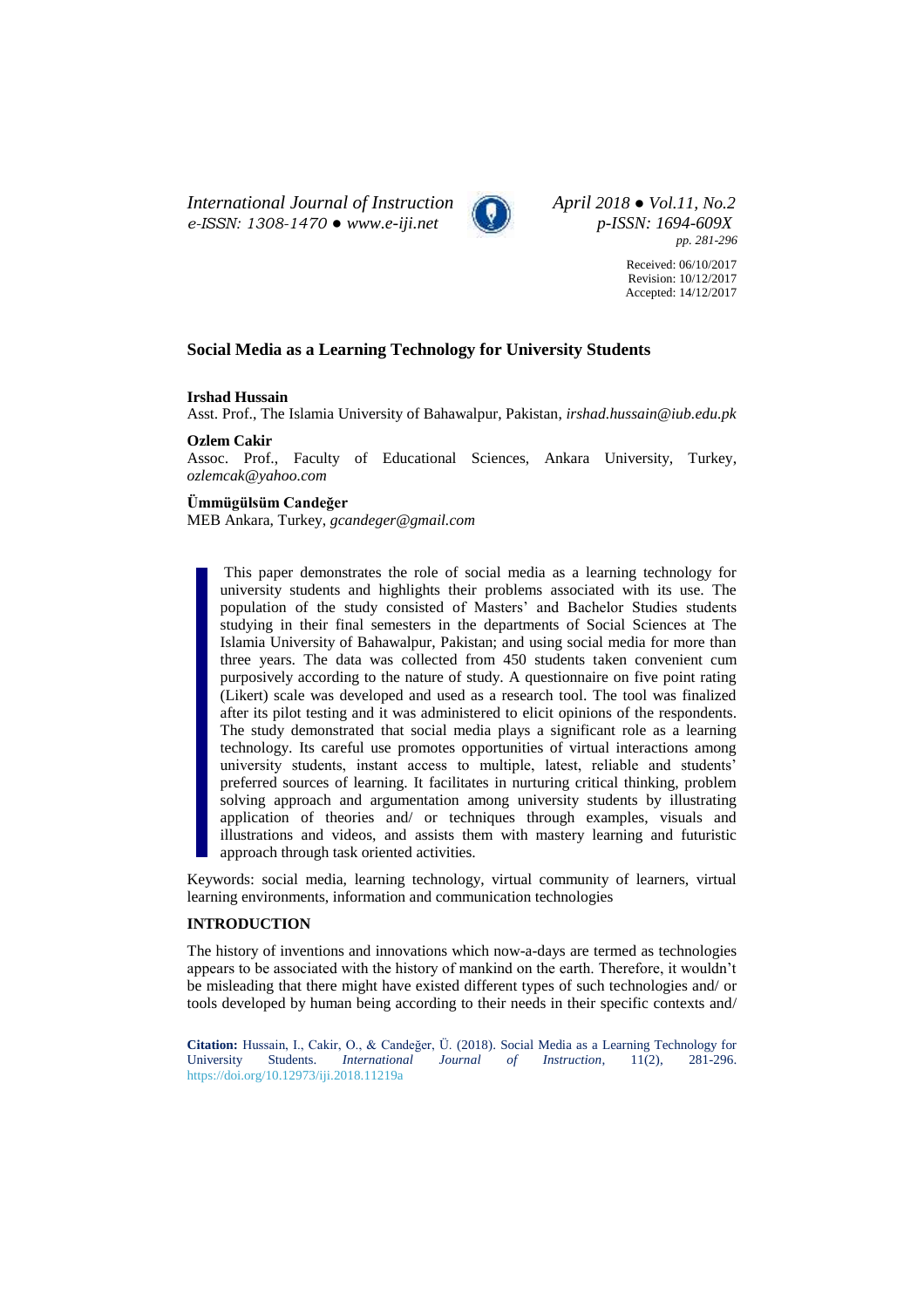Received: 06/10/2017
Revision: 10/12/2017
Accepted: 14/12/2017

# Social Media as a Learning Technology for University Students

**Irshad Hussain**
Asst. Prof., The Islamia University of Bahawalpur, Pakistan, *irshad.hussain@iub.edu.pk*

**Ozlem Cakir**
Assoc. Prof., Faculty of Educational Sciences, Ankara University, Turkey, *ozlemcak@yahoo.com*

**Ümmügülsüm Candeğer**
MEB Ankara, Turkey, *gcandeger@gmail.com*

This paper demonstrates the role of social media as a learning technology for university students and highlights their problems associated with its use. The population of the study consisted of Masters' and Bachelor Studies students studying in their final semesters in the departments of Social Sciences at The Islamia University of Bahawalpur, Pakistan; and using social media for more than three years. The data was collected from 450 students taken convenient cum purposively according to the nature of study. A questionnaire on five point rating (Likert) scale was developed and used as a research tool. The tool was finalized after its pilot testing and it was administered to elicit opinions of the respondents. The study demonstrated that social media plays a significant role as a learning technology. Its careful use promotes opportunities of virtual interactions among university students, instant access to multiple, latest, reliable and students' preferred sources of learning. It facilitates in nurturing critical thinking, problem solving approach and argumentation among university students by illustrating application of theories and/ or techniques through examples, visuals and illustrations and videos, and assists them with mastery learning and futuristic approach through task oriented activities.

Keywords: social media, learning technology, virtual community of learners, virtual learning environments, information and communication technologies

## INTRODUCTION

The history of inventions and innovations which now-a-days are termed as technologies appears to be associated with the history of mankind on the earth. Therefore, it wouldn't be misleading that there might have existed different types of such technologies and/ or tools developed by human being according to their needs in their specific contexts and/

**Citation:** Hussain, I., Cakir, O., & Candeğer, Ü. (2018). Social Media as a Learning Technology for University Students. *International Journal of Instruction*, 11(2), 281-296. https://doi.org/10.12973/iji.2018.11219a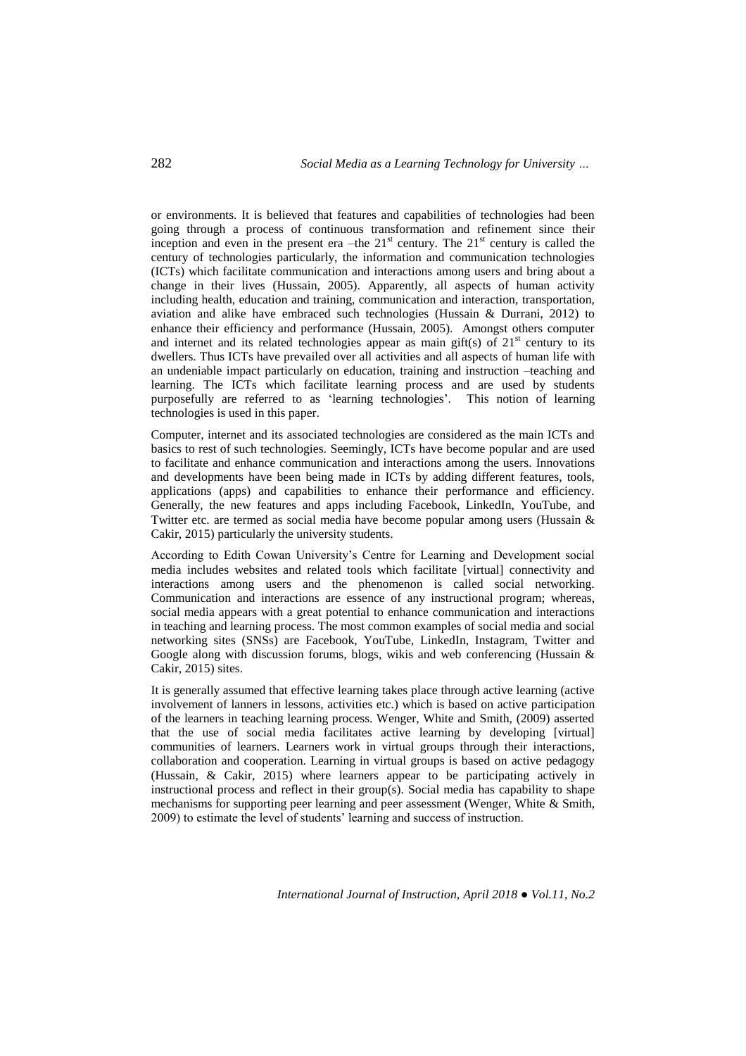or environments. It is believed that features and capabilities of technologies had been going through a process of continuous transformation and refinement since their inception and even in the present era –the 21st century. The 21st century is called the century of technologies particularly, the information and communication technologies (ICTs) which facilitate communication and interactions among users and bring about a change in their lives (Hussain, 2005). Apparently, all aspects of human activity including health, education and training, communication and interaction, transportation, aviation and alike have embraced such technologies (Hussain & Durrani, 2012) to enhance their efficiency and performance (Hussain, 2005). Amongst others computer and internet and its related technologies appear as main gift(s) of 21st century to its dwellers. Thus ICTs have prevailed over all activities and all aspects of human life with an undeniable impact particularly on education, training and instruction –teaching and learning. The ICTs which facilitate learning process and are used by students purposefully are referred to as 'learning technologies'. This notion of learning technologies is used in this paper.

Computer, internet and its associated technologies are considered as the main ICTs and basics to rest of such technologies. Seemingly, ICTs have become popular and are used to facilitate and enhance communication and interactions among the users. Innovations and developments have been being made in ICTs by adding different features, tools, applications (apps) and capabilities to enhance their performance and efficiency. Generally, the new features and apps including Facebook, LinkedIn, YouTube, and Twitter etc. are termed as social media have become popular among users (Hussain & Cakir, 2015) particularly the university students.

According to Edith Cowan University's Centre for Learning and Development social media includes websites and related tools which facilitate [virtual] connectivity and interactions among users and the phenomenon is called social networking. Communication and interactions are essence of any instructional program; whereas, social media appears with a great potential to enhance communication and interactions in teaching and learning process. The most common examples of social media and social networking sites (SNSs) are Facebook, YouTube, LinkedIn, Instagram, Twitter and Google along with discussion forums, blogs, wikis and web conferencing (Hussain & Cakir, 2015) sites.

It is generally assumed that effective learning takes place through active learning (active involvement of lanners in lessons, activities etc.) which is based on active participation of the learners in teaching learning process. Wenger, White and Smith, (2009) asserted that the use of social media facilitates active learning by developing [virtual] communities of learners. Learners work in virtual groups through their interactions, collaboration and cooperation. Learning in virtual groups is based on active pedagogy (Hussain, & Cakir, 2015) where learners appear to be participating actively in instructional process and reflect in their group(s). Social media has capability to shape mechanisms for supporting peer learning and peer assessment (Wenger, White & Smith, 2009) to estimate the level of students' learning and success of instruction.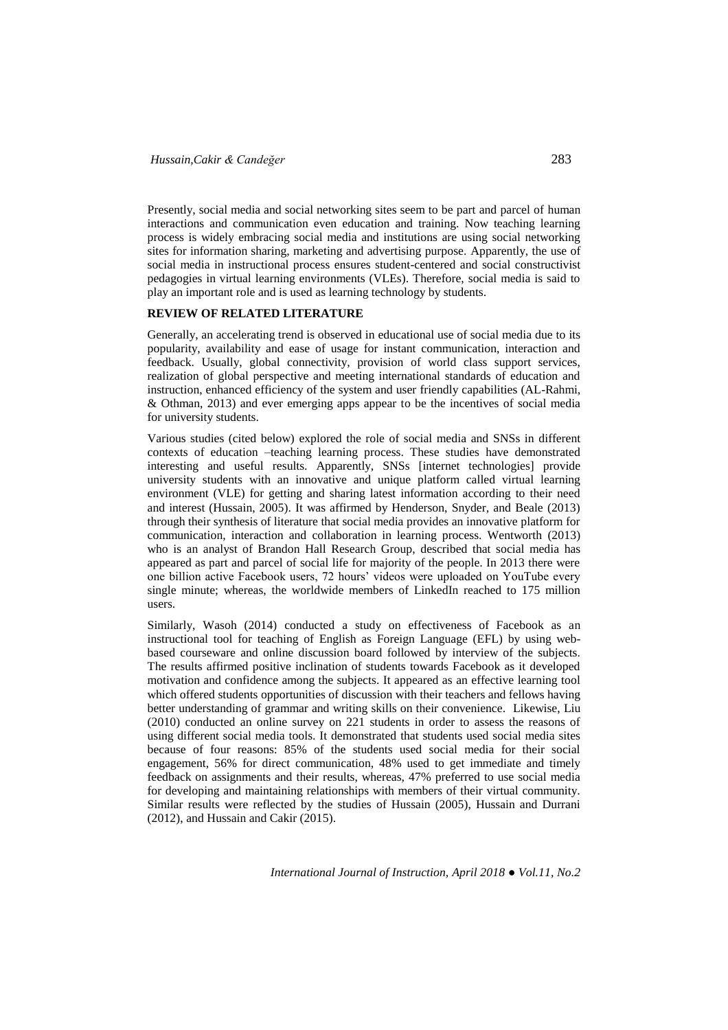Presently, social media and social networking sites seem to be part and parcel of human interactions and communication even education and training. Now teaching learning process is widely embracing social media and institutions are using social networking sites for information sharing, marketing and advertising purpose. Apparently, the use of social media in instructional process ensures student-centered and social constructivist pedagogies in virtual learning environments (VLEs). Therefore, social media is said to play an important role and is used as learning technology by students.

## REVIEW OF RELATED LITERATURE

Generally, an accelerating trend is observed in educational use of social media due to its popularity, availability and ease of usage for instant communication, interaction and feedback. Usually, global connectivity, provision of world class support services, realization of global perspective and meeting international standards of education and instruction, enhanced efficiency of the system and user friendly capabilities (AL-Rahmi, & Othman, 2013) and ever emerging apps appear to be the incentives of social media for university students.

Various studies (cited below) explored the role of social media and SNSs in different contexts of education –teaching learning process. These studies have demonstrated interesting and useful results. Apparently, SNSs [internet technologies] provide university students with an innovative and unique platform called virtual learning environment (VLE) for getting and sharing latest information according to their need and interest (Hussain, 2005). It was affirmed by Henderson, Snyder, and Beale (2013) through their synthesis of literature that social media provides an innovative platform for communication, interaction and collaboration in learning process. Wentworth (2013) who is an analyst of Brandon Hall Research Group, described that social media has appeared as part and parcel of social life for majority of the people. In 2013 there were one billion active Facebook users, 72 hours' videos were uploaded on YouTube every single minute; whereas, the worldwide members of LinkedIn reached to 175 million users.

Similarly, Wasoh (2014) conducted a study on effectiveness of Facebook as an instructional tool for teaching of English as Foreign Language (EFL) by using web-based courseware and online discussion board followed by interview of the subjects. The results affirmed positive inclination of students towards Facebook as it developed motivation and confidence among the subjects. It appeared as an effective learning tool which offered students opportunities of discussion with their teachers and fellows having better understanding of grammar and writing skills on their convenience. Likewise, Liu (2010) conducted an online survey on 221 students in order to assess the reasons of using different social media tools. It demonstrated that students used social media sites because of four reasons: 85% of the students used social media for their social engagement, 56% for direct communication, 48% used to get immediate and timely feedback on assignments and their results, whereas, 47% preferred to use social media for developing and maintaining relationships with members of their virtual community. Similar results were reflected by the studies of Hussain (2005), Hussain and Durrani (2012), and Hussain and Cakir (2015).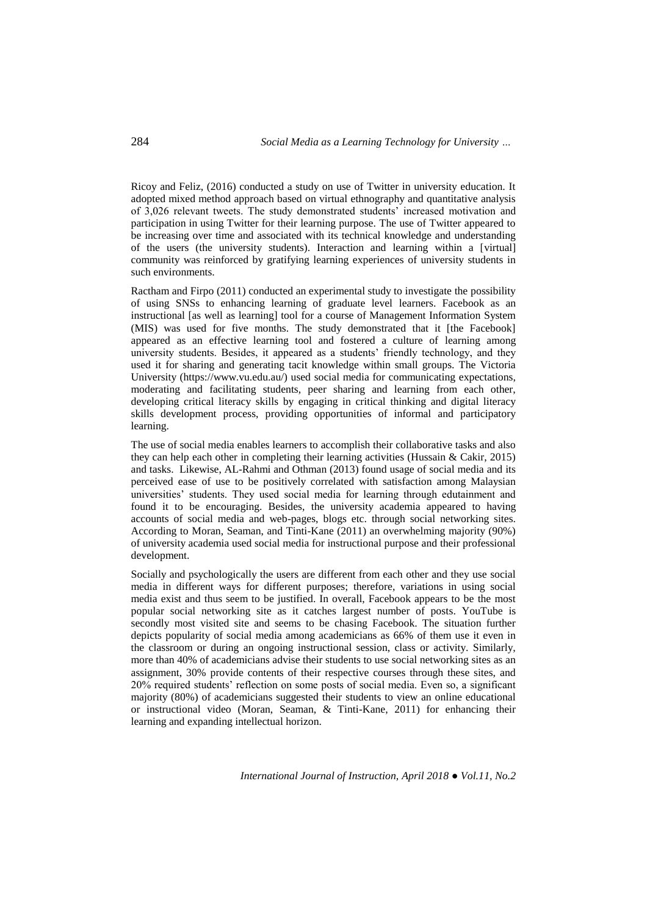Ricoy and Feliz, (2016) conducted a study on use of Twitter in university education. It adopted mixed method approach based on virtual ethnography and quantitative analysis of 3,026 relevant tweets. The study demonstrated students' increased motivation and participation in using Twitter for their learning purpose. The use of Twitter appeared to be increasing over time and associated with its technical knowledge and understanding of the users (the university students). Interaction and learning within a [virtual] community was reinforced by gratifying learning experiences of university students in such environments.

Ractham and Firpo (2011) conducted an experimental study to investigate the possibility of using SNSs to enhancing learning of graduate level learners. Facebook as an instructional [as well as learning] tool for a course of Management Information System (MIS) was used for five months. The study demonstrated that it [the Facebook] appeared as an effective learning tool and fostered a culture of learning among university students. Besides, it appeared as a students' friendly technology, and they used it for sharing and generating tacit knowledge within small groups. The Victoria University (https://www.vu.edu.au/) used social media for communicating expectations, moderating and facilitating students, peer sharing and learning from each other, developing critical literacy skills by engaging in critical thinking and digital literacy skills development process, providing opportunities of informal and participatory learning.

The use of social media enables learners to accomplish their collaborative tasks and also they can help each other in completing their learning activities (Hussain & Cakir, 2015) and tasks. Likewise, AL-Rahmi and Othman (2013) found usage of social media and its perceived ease of use to be positively correlated with satisfaction among Malaysian universities' students. They used social media for learning through edutainment and found it to be encouraging. Besides, the university academia appeared to having accounts of social media and web-pages, blogs etc. through social networking sites. According to Moran, Seaman, and Tinti-Kane (2011) an overwhelming majority (90%) of university academia used social media for instructional purpose and their professional development.

Socially and psychologically the users are different from each other and they use social media in different ways for different purposes; therefore, variations in using social media exist and thus seem to be justified. In overall, Facebook appears to be the most popular social networking site as it catches largest number of posts. YouTube is secondly most visited site and seems to be chasing Facebook. The situation further depicts popularity of social media among academicians as 66% of them use it even in the classroom or during an ongoing instructional session, class or activity. Similarly, more than 40% of academicians advise their students to use social networking sites as an assignment, 30% provide contents of their respective courses through these sites, and 20% required students' reflection on some posts of social media. Even so, a significant majority (80%) of academicians suggested their students to view an online educational or instructional video (Moran, Seaman, & Tinti-Kane, 2011) for enhancing their learning and expanding intellectual horizon.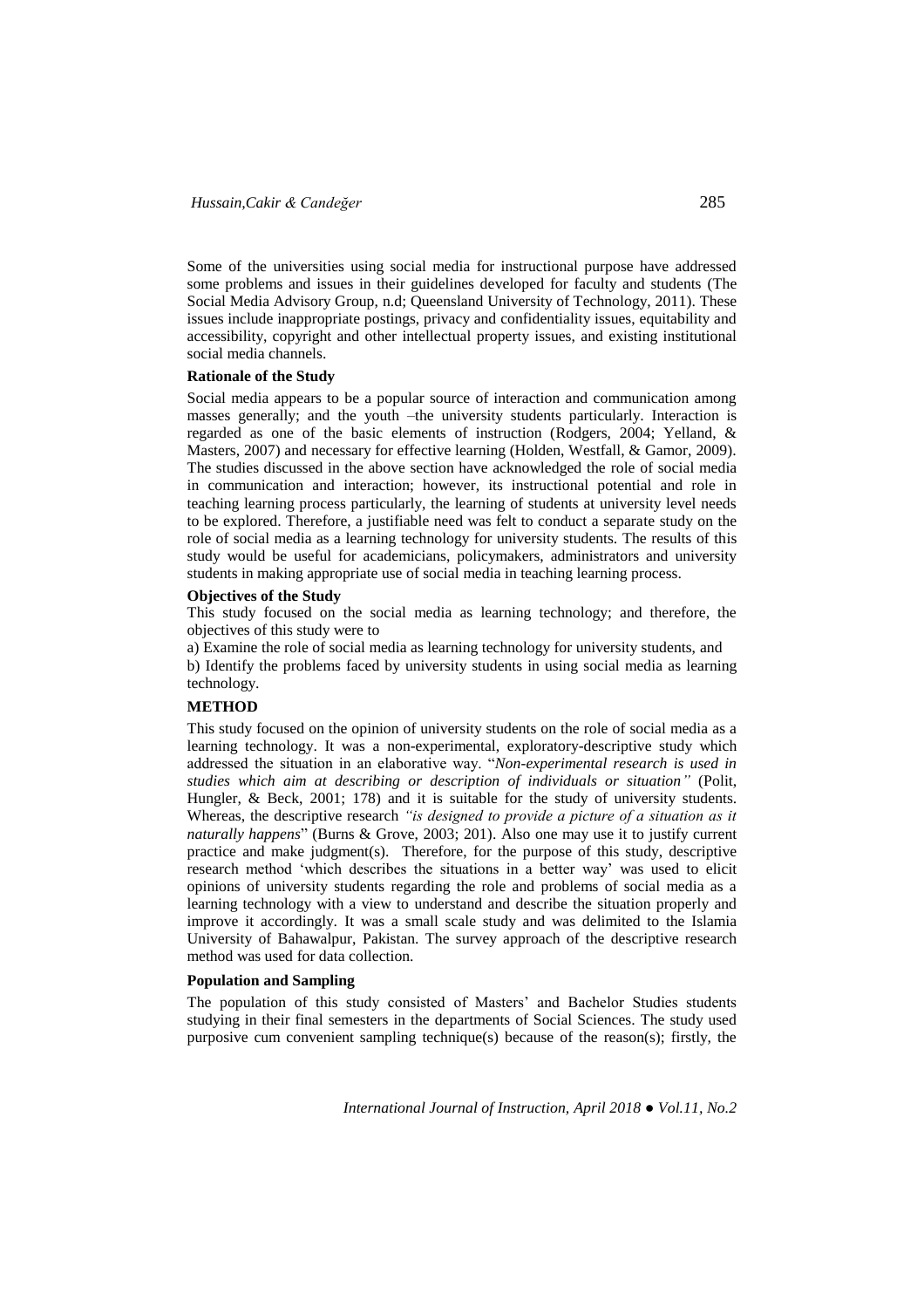Some of the universities using social media for instructional purpose have addressed some problems and issues in their guidelines developed for faculty and students (The Social Media Advisory Group, n.d; Queensland University of Technology, 2011). These issues include inappropriate postings, privacy and confidentiality issues, equitability and accessibility, copyright and other intellectual property issues, and existing institutional social media channels.

### Rationale of the Study

Social media appears to be a popular source of interaction and communication among masses generally; and the youth –the university students particularly. Interaction is regarded as one of the basic elements of instruction (Rodgers, 2004; Yelland, & Masters, 2007) and necessary for effective learning (Holden, Westfall, & Gamor, 2009). The studies discussed in the above section have acknowledged the role of social media in communication and interaction; however, its instructional potential and role in teaching learning process particularly, the learning of students at university level needs to be explored. Therefore, a justifiable need was felt to conduct a separate study on the role of social media as a learning technology for university students. The results of this study would be useful for academicians, policymakers, administrators and university students in making appropriate use of social media in teaching learning process.

### Objectives of the Study

This study focused on the social media as learning technology; and therefore, the objectives of this study were to

a) Examine the role of social media as learning technology for university students, and

b) Identify the problems faced by university students in using social media as learning technology.

## METHOD

This study focused on the opinion of university students on the role of social media as a learning technology. It was a non-experimental, exploratory-descriptive study which addressed the situation in an elaborative way. "*Non-experimental research is used in studies which aim at describing or description of individuals or situation"* (Polit, Hungler, & Beck, 2001; 178) and it is suitable for the study of university students. Whereas, the descriptive research *"is designed to provide a picture of a situation as it naturally happens*" (Burns & Grove, 2003; 201). Also one may use it to justify current practice and make judgment(s). Therefore, for the purpose of this study, descriptive research method 'which describes the situations in a better way' was used to elicit opinions of university students regarding the role and problems of social media as a learning technology with a view to understand and describe the situation properly and improve it accordingly. It was a small scale study and was delimited to the Islamia University of Bahawalpur, Pakistan. The survey approach of the descriptive research method was used for data collection.

### Population and Sampling

The population of this study consisted of Masters' and Bachelor Studies students studying in their final semesters in the departments of Social Sciences. The study used purposive cum convenient sampling technique(s) because of the reason(s); firstly, the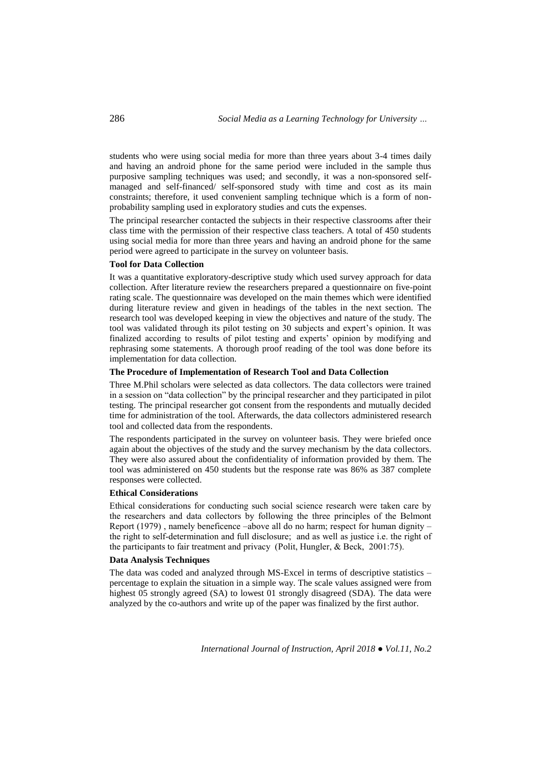students who were using social media for more than three years about 3-4 times daily and having an android phone for the same period were included in the sample thus purposive sampling techniques was used; and secondly, it was a non-sponsored self-managed and self-financed/ self-sponsored study with time and cost as its main constraints; therefore, it used convenient sampling technique which is a form of non-probability sampling used in exploratory studies and cuts the expenses.

The principal researcher contacted the subjects in their respective classrooms after their class time with the permission of their respective class teachers. A total of 450 students using social media for more than three years and having an android phone for the same period were agreed to participate in the survey on volunteer basis.

**Tool for Data Collection**

It was a quantitative exploratory-descriptive study which used survey approach for data collection. After literature review the researchers prepared a questionnaire on five-point rating scale. The questionnaire was developed on the main themes which were identified during literature review and given in headings of the tables in the next section. The research tool was developed keeping in view the objectives and nature of the study. The tool was validated through its pilot testing on 30 subjects and expert's opinion. It was finalized according to results of pilot testing and experts' opinion by modifying and rephrasing some statements. A thorough proof reading of the tool was done before its implementation for data collection.

**The Procedure of Implementation of Research Tool and Data Collection**

Three M.Phil scholars were selected as data collectors. The data collectors were trained in a session on "data collection" by the principal researcher and they participated in pilot testing. The principal researcher got consent from the respondents and mutually decided time for administration of the tool. Afterwards, the data collectors administered research tool and collected data from the respondents.

The respondents participated in the survey on volunteer basis. They were briefed once again about the objectives of the study and the survey mechanism by the data collectors. They were also assured about the confidentiality of information provided by them. The tool was administered on 450 students but the response rate was 86% as 387 complete responses were collected.

**Ethical Considerations**

Ethical considerations for conducting such social science research were taken care by the researchers and data collectors by following the three principles of the Belmont Report (1979) , namely beneficence –above all do no harm; respect for human dignity –the right to self-determination and full disclosure; and as well as justice i.e. the right of the participants to fair treatment and privacy (Polit, Hungler, & Beck, 2001:75).

**Data Analysis Techniques**

The data was coded and analyzed through MS-Excel in terms of descriptive statistics – percentage to explain the situation in a simple way. The scale values assigned were from highest 05 strongly agreed (SA) to lowest 01 strongly disagreed (SDA). The data were analyzed by the co-authors and write up of the paper was finalized by the first author.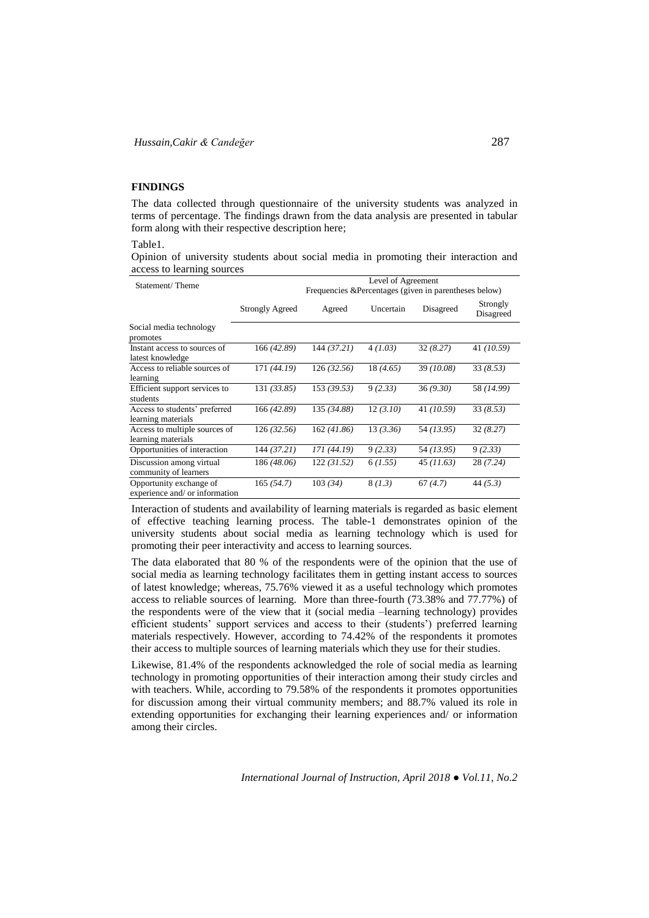## FINDINGS

The data collected through questionnaire of the university students was analyzed in terms of percentage. The findings drawn from the data analysis are presented in tabular form along with their respective description here;

Table1.

Opinion of university students about social media in promoting their interaction and access to learning sources

| Statement/ Theme | Level of Agreement Frequencies &Percentages (given in parentheses below) | | | | |
|---|---|---|---|---|---|
| | Strongly Agreed | Agreed | Uncertain | Disagreed | Strongly Disagreed |
| Social media technology promotes | | | | | |
| Instant access to sources of latest knowledge | 166 *(42.89)* | 144 *(37.21)* | 4 *(1.03)* | 32 *(8.27)* | 41 *(10.59)* |
| Access to reliable sources of learning | 171 *(44.19)* | 126 *(32.56)* | 18 *(4.65)* | 39 *(10.08)* | 33 *(8.53)* |
| Efficient support services to students | 131 *(33.85)* | 153 *(39.53)* | 9 *(2.33)* | 36 *(9.30)* | 58 *(14.99)* |
| Access to students' preferred learning materials | 166 *(42.89)* | 135 *(34.88)* | 12 *(3.10)* | 41 *(10.59)* | 33 *(8.53)* |
| Access to multiple sources of learning materials | 126 *(32.56)* | 162 *(41.86)* | 13 *(3.36)* | 54 *(13.95)* | 32 *(8.27)* |
| Opportunities of interaction | 144 *(37.21)* | *171 (44.19)* | 9 *(2.33)* | 54 *(13.95)* | 9 *(2.33)* |
| Discussion among virtual community of learners | 186 *(48.06)* | 122 *(31.52)* | 6 *(1.55)* | 45 *(11.63)* | 28 *(7.24)* |
| Opportunity exchange of experience and/ or information | 165 *(54.7)* | 103 *(34)* | 8 *(1.3)* | 67 *(4.7)* | 44 *(5.3)* |

Interaction of students and availability of learning materials is regarded as basic element of effective teaching learning process. The table-1 demonstrates opinion of the university students about social media as learning technology which is used for promoting their peer interactivity and access to learning sources.

The data elaborated that 80 % of the respondents were of the opinion that the use of social media as learning technology facilitates them in getting instant access to sources of latest knowledge; whereas, 75.76% viewed it as a useful technology which promotes access to reliable sources of learning. More than three-fourth (73.38% and 77.77%) of the respondents were of the view that it (social media –learning technology) provides efficient students' support services and access to their (students') preferred learning materials respectively. However, according to 74.42% of the respondents it promotes their access to multiple sources of learning materials which they use for their studies.

Likewise, 81.4% of the respondents acknowledged the role of social media as learning technology in promoting opportunities of their interaction among their study circles and with teachers. While, according to 79.58% of the respondents it promotes opportunities for discussion among their virtual community members; and 88.7% valued its role in extending opportunities for exchanging their learning experiences and/ or information among their circles.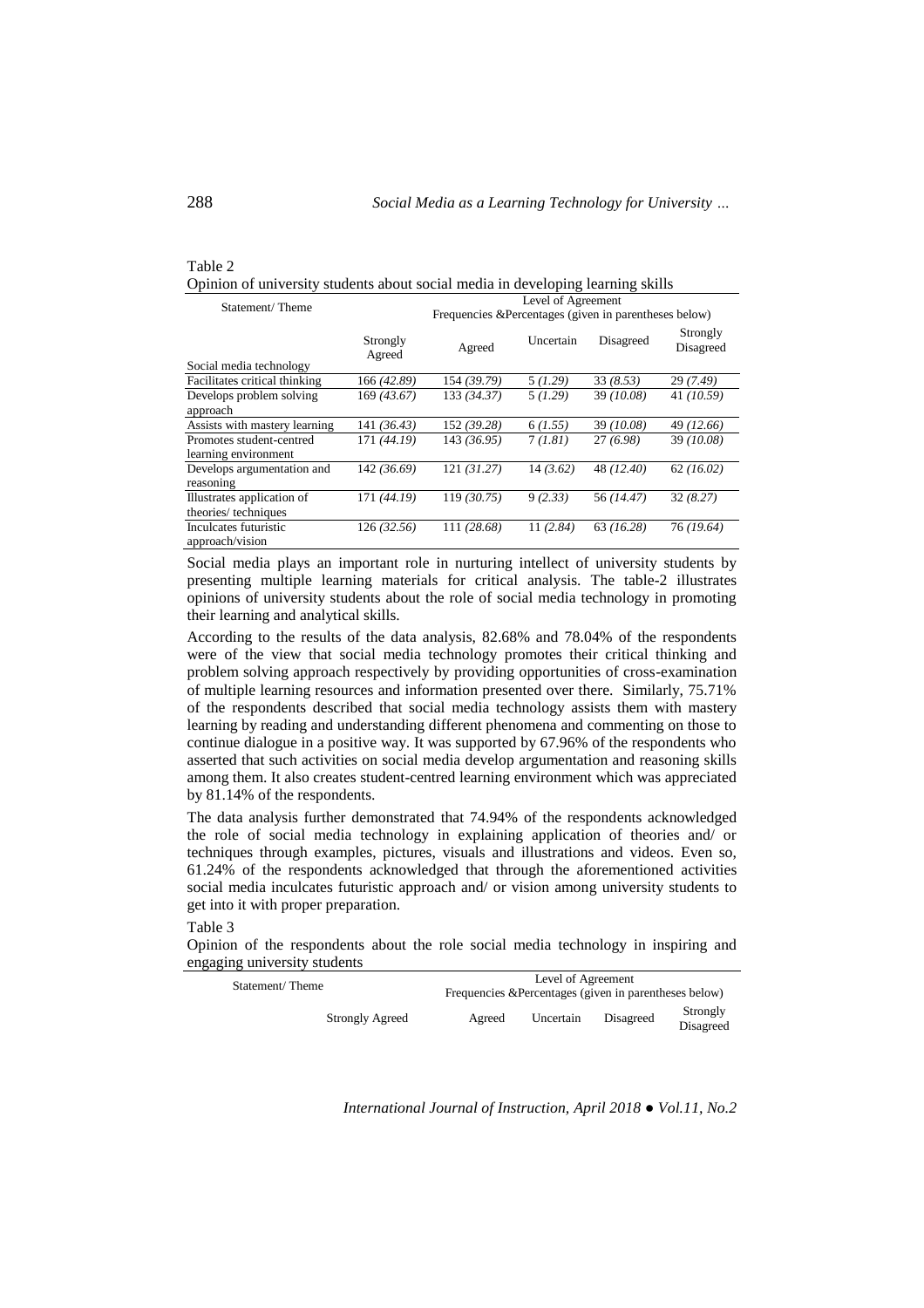Table 2

Opinion of university students about social media in developing learning skills

| Statement/ Theme | Level of Agreement Frequencies &Percentages (given in parentheses below) | | | | |
|---|---|---|---|---|---|
| Social media technology | Strongly Agreed | Agreed | Uncertain | Disagreed | Strongly Disagreed |
| Facilitates critical thinking | 166 *(42.89)* | 154 *(39.79)* | 5 *(1.29)* | 33 *(8.53)* | 29 *(7.49)* |
| Develops problem solving approach | 169 *(43.67)* | 133 *(34.37)* | 5 *(1.29)* | 39 *(10.08)* | 41 *(10.59)* |
| Assists with mastery learning | 141 *(36.43)* | 152 *(39.28)* | 6 *(1.55)* | 39 *(10.08)* | 49 *(12.66)* |
| Promotes student-centred learning environment | 171 *(44.19)* | 143 *(36.95)* | 7 *(1.81)* | 27 *(6.98)* | 39 *(10.08)* |
| Develops argumentation and reasoning | 142 *(36.69)* | 121 *(31.27)* | 14 *(3.62)* | 48 *(12.40)* | 62 *(16.02)* |
| Illustrates application of theories/ techniques | 171 *(44.19)* | 119 *(30.75)* | 9 *(2.33)* | 56 *(14.47)* | 32 *(8.27)* |
| Inculcates futuristic approach/vision | 126 *(32.56)* | 111 *(28.68)* | 11 *(2.84)* | 63 *(16.28)* | 76 *(19.64)* |

Social media plays an important role in nurturing intellect of university students by presenting multiple learning materials for critical analysis. The table-2 illustrates opinions of university students about the role of social media technology in promoting their learning and analytical skills.

According to the results of the data analysis, 82.68% and 78.04% of the respondents were of the view that social media technology promotes their critical thinking and problem solving approach respectively by providing opportunities of cross-examination of multiple learning resources and information presented over there. Similarly, 75.71% of the respondents described that social media technology assists them with mastery learning by reading and understanding different phenomena and commenting on those to continue dialogue in a positive way. It was supported by 67.96% of the respondents who asserted that such activities on social media develop argumentation and reasoning skills among them. It also creates student-centred learning environment which was appreciated by 81.14% of the respondents.

The data analysis further demonstrated that 74.94% of the respondents acknowledged the role of social media technology in explaining application of theories and/ or techniques through examples, pictures, visuals and illustrations and videos. Even so, 61.24% of the respondents acknowledged that through the aforementioned activities social media inculcates futuristic approach and/ or vision among university students to get into it with proper preparation.

Table 3

Opinion of the respondents about the role social media technology in inspiring and engaging university students

| Statement/ Theme | Level of Agreement Frequencies &Percentages (given in parentheses below) | | | | |
|---|---|---|---|---|---|
| | Strongly Agreed | Agreed | Uncertain | Disagreed | Strongly Disagreed |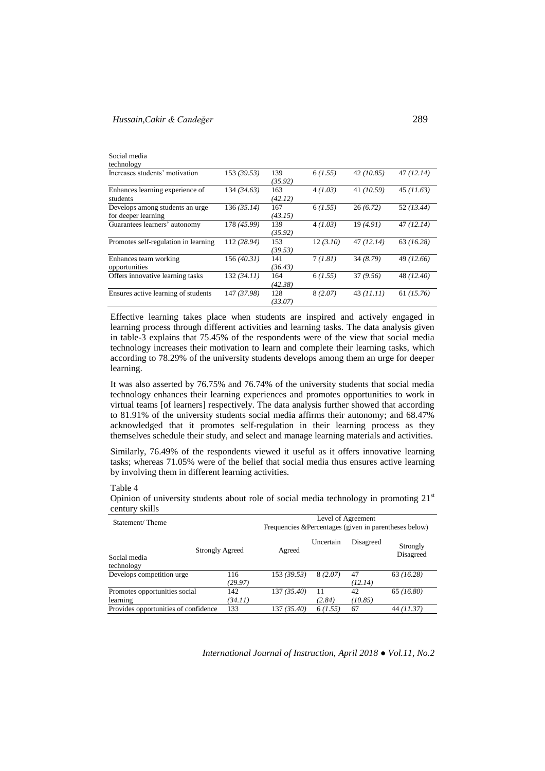| Social media technology | | | | | |
|---|---|---|---|---|---|
| Increases students' motivation | 153 *(39.53)* | 139 *(35.92)* | 6 *(1.55)* | 42 *(10.85)* | 47 *(12.14)* |
| Enhances learning experience of students | 134 *(34.63)* | 163 *(42.12)* | 4 *(1.03)* | 41 *(10.59)* | 45 *(11.63)* |
| Develops among students an urge for deeper learning | 136 *(35.14)* | 167 *(43.15)* | 6 *(1.55)* | 26 *(6.72)* | 52 *(13.44)* |
| Guarantees learners' autonomy | 178 *(45.99)* | 139 *(35.92)* | 4 *(1.03)* | 19 *(4.91)* | 47 *(12.14)* |
| Promotes self-regulation in learning | 112 *(28.94)* | 153 *(39.53)* | 12 *(3.10)* | 47 *(12.14)* | 63 *(16.28)* |
| Enhances team working opportunities | 156 *(40.31)* | 141 *(36.43)* | 7 *(1.81)* | 34 *(8.79)* | 49 *(12.66)* |
| Offers innovative learning tasks | 132 *(34.11)* | 164 *(42.38)* | 6 *(1.55)* | 37 *(9.56)* | 48 *(12.40)* |
| Ensures active learning of students | 147 *(37.98)* | 128 *(33.07)* | 8 *(2.07)* | 43 *(11.11)* | 61 *(15.76)* |

Effective learning takes place when students are inspired and actively engaged in learning process through different activities and learning tasks. The data analysis given in table-3 explains that 75.45% of the respondents were of the view that social media technology increases their motivation to learn and complete their learning tasks, which according to 78.29% of the university students develops among them an urge for deeper learning.

It was also asserted by 76.75% and 76.74% of the university students that social media technology enhances their learning experiences and promotes opportunities to work in virtual teams [of learners] respectively. The data analysis further showed that according to 81.91% of the university students social media affirms their autonomy; and 68.47% acknowledged that it promotes self-regulation in their learning process as they themselves schedule their study, and select and manage learning materials and activities.

Similarly, 76.49% of the respondents viewed it useful as it offers innovative learning tasks; whereas 71.05% were of the belief that social media thus ensures active learning by involving them in different learning activities.

Table 4

Opinion of university students about role of social media technology in promoting 21[st] century skills

| Statement/ Theme | Level of Agreement Frequencies &Percentages (given in parentheses below) | | | | |
|---|---|---|---|---|---|
| Social media technology | Strongly Agreed | Agreed | Uncertain | Disagreed | Strongly Disagreed |
| Develops competition urge | 116 *(29.97)* | 153 *(39.53)* | 8 *(2.07)* | 47 *(12.14)* | 63 *(16.28)* |
| Promotes opportunities social learning | 142 *(34.11)* | 137 *(35.40)* | 11 *(2.84)* | 42 *(10.85)* | 65 *(16.80)* |
| Provides opportunities of confidence | 133 | 137 *(35.40)* | 6 *(1.55)* | 67 | 44 *(11.37)* |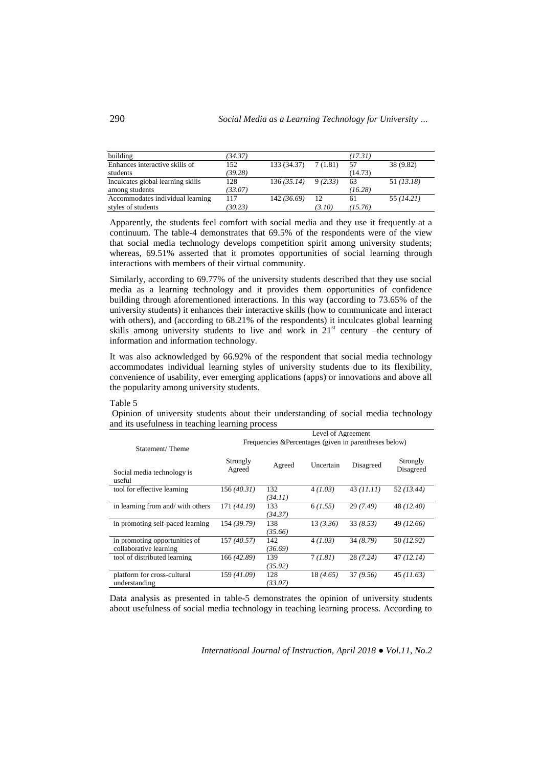| | | | | | |
|---|---|---|---|---|---|
| building | (34.37) | | | (17.31) | |
| Enhances interactive skills of students | 152 (39.28) | 133 (34.37) | 7 (1.81) | 57 (14.73) | 38 (9.82) |
| Inculcates global learning skills among students | 128 (33.07) | 136 *(35.14)* | 9 *(2.33)* | 63 (16.28) | 51 *(13.18)* |
| Accommodates individual learning styles of students | 117 (30.23) | 142 *(36.69)* | 12 (3.10) | 61 (15.76) | 55 *(14.21)* |

Apparently, the students feel comfort with social media and they use it frequently at a continuum. The table-4 demonstrates that 69.5% of the respondents were of the view that social media technology develops competition spirit among university students; whereas, 69.51% asserted that it promotes opportunities of social learning through interactions with members of their virtual community.

Similarly, according to 69.77% of the university students described that they use social media as a learning technology and it provides them opportunities of confidence building through aforementioned interactions. In this way (according to 73.65% of the university students) it enhances their interactive skills (how to communicate and interact with others), and (according to 68.21% of the respondents) it inculcates global learning skills among university students to live and work in 21st century –the century of information and information technology.

It was also acknowledged by 66.92% of the respondent that social media technology accommodates individual learning styles of university students due to its flexibility, convenience of usability, ever emerging applications (apps) or innovations and above all the popularity among university students.

Table 5

Opinion of university students about their understanding of social media technology and its usefulness in teaching learning process

| Statement/ Theme | Level of Agreement Frequencies &Percentages (given in parentheses below) | | | | |
|---|---|---|---|---|---|
| Social media technology is useful | Strongly Agreed | Agreed | Uncertain | Disagreed | Strongly Disagreed |
| tool for effective learning | 156 *(40.31)* | 132 *(34.11)* | 4 *(1.03)* | 43 *(11.11)* | 52 *(13.44)* |
| in learning from and/ with others | 171 *(44.19)* | 133 *(34.37)* | 6 *(1.55)* | 29 *(7.49)* | 48 *(12.40)* |
| in promoting self-paced learning | 154 *(39.79)* | 138 *(35.66)* | 13 *(3.36)* | 33 *(8.53)* | 49 *(12.66)* |
| in promoting opportunities of collaborative learning | 157 *(40.57)* | 142 *(36.69)* | 4 *(1.03)* | 34 *(8.79)* | 50 *(12.92)* |
| tool of distributed learning | 166 *(42.89)* | 139 *(35.92)* | 7 *(1.81)* | 28 *(7.24)* | 47 *(12.14)* |
| platform for cross-cultural understanding | 159 *(41.09)* | 128 *(33.07)* | 18 *(4.65)* | 37 *(9.56)* | 45 *(11.63)* |

Data analysis as presented in table-5 demonstrates the opinion of university students about usefulness of social media technology in teaching learning process. According to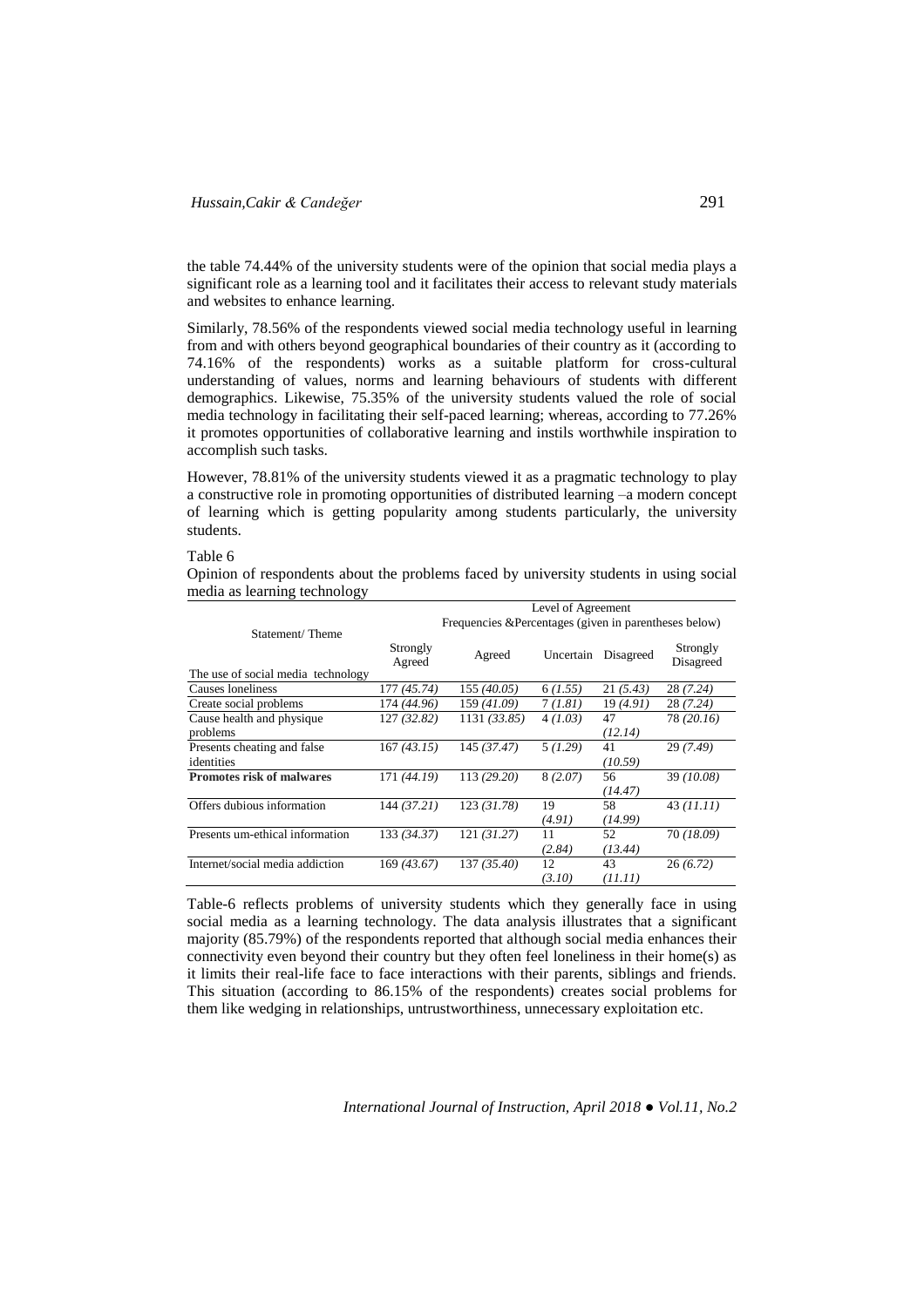the table 74.44% of the university students were of the opinion that social media plays a significant role as a learning tool and it facilitates their access to relevant study materials and websites to enhance learning.

Similarly, 78.56% of the respondents viewed social media technology useful in learning from and with others beyond geographical boundaries of their country as it (according to 74.16% of the respondents) works as a suitable platform for cross-cultural understanding of values, norms and learning behaviours of students with different demographics. Likewise, 75.35% of the university students valued the role of social media technology in facilitating their self-paced learning; whereas, according to 77.26% it promotes opportunities of collaborative learning and instils worthwhile inspiration to accomplish such tasks.

However, 78.81% of the university students viewed it as a pragmatic technology to play a constructive role in promoting opportunities of distributed learning –a modern concept of learning which is getting popularity among students particularly, the university students.

Table 6
Opinion of respondents about the problems faced by university students in using social media as learning technology

| Statement/ Theme | Level of Agreement Frequencies &Percentages (given in parentheses below) | | | | |
|---|---|---|---|---|---|
| | Strongly Agreed | Agreed | Uncertain | Disagreed | Strongly Disagreed |
| The use of social media technology | | | | | |
| Causes loneliness | 177 *(45.74)* | 155 *(40.05)* | 6 *(1.55)* | 21 *(5.43)* | 28 *(7.24)* |
| Create social problems | 174 *(44.96)* | 159 *(41.09)* | 7 *(1.81)* | 19 *(4.91)* | 28 *(7.24)* |
| Cause health and physique problems | 127 *(32.82)* | 1131 *(33.85)* | 4 *(1.03)* | 47 *(12.14)* | 78 *(20.16)* |
| Presents cheating and false identities | 167 *(43.15)* | 145 *(37.47)* | 5 *(1.29)* | 41 *(10.59)* | 29 *(7.49)* |
| **Promotes risk of malwares** | 171 *(44.19)* | 113 *(29.20)* | 8 *(2.07)* | 56 *(14.47)* | 39 *(10.08)* |
| Offers dubious information | 144 *(37.21)* | 123 *(31.78)* | 19 *(4.91)* | 58 *(14.99)* | 43 *(11.11)* |
| Presents um-ethical information | 133 *(34.37)* | 121 *(31.27)* | 11 *(2.84)* | 52 *(13.44)* | 70 *(18.09)* |
| Internet/social media addiction | 169 *(43.67)* | 137 *(35.40)* | 12 *(3.10)* | 43 *(11.11)* | 26 *(6.72)* |

Table-6 reflects problems of university students which they generally face in using social media as a learning technology. The data analysis illustrates that a significant majority (85.79%) of the respondents reported that although social media enhances their connectivity even beyond their country but they often feel loneliness in their home(s) as it limits their real-life face to face interactions with their parents, siblings and friends. This situation (according to 86.15% of the respondents) creates social problems for them like wedging in relationships, untrustworthiness, unnecessary exploitation etc.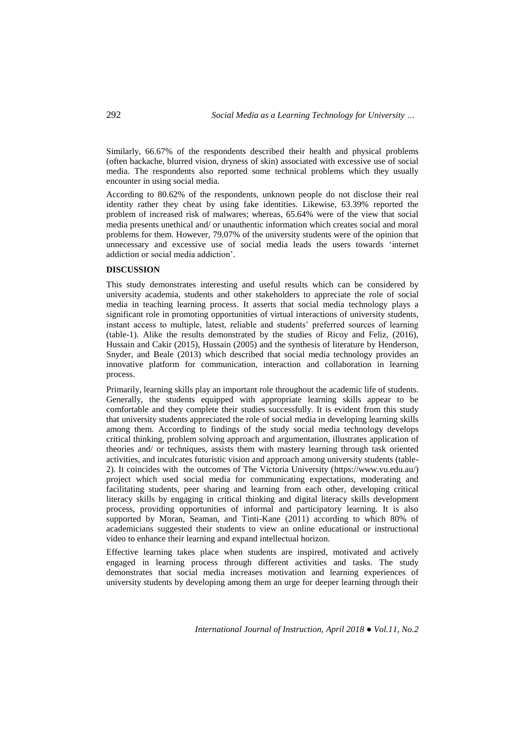Similarly, 66.67% of the respondents described their health and physical problems (often backache, blurred vision, dryness of skin) associated with excessive use of social media. The respondents also reported some technical problems which they usually encounter in using social media.

According to 80.62% of the respondents, unknown people do not disclose their real identity rather they cheat by using fake identities. Likewise, 63.39% reported the problem of increased risk of malwares; whereas, 65.64% were of the view that social media presents unethical and/ or unauthentic information which creates social and moral problems for them. However, 79.07% of the university students were of the opinion that unnecessary and excessive use of social media leads the users towards 'internet addiction or social media addiction'.

## DISCUSSION

This study demonstrates interesting and useful results which can be considered by university academia, students and other stakeholders to appreciate the role of social media in teaching learning process. It asserts that social media technology plays a significant role in promoting opportunities of virtual interactions of university students, instant access to multiple, latest, reliable and students' preferred sources of learning (table-1). Alike the results demonstrated by the studies of Ricoy and Feliz, (2016), Hussain and Cakir (2015), Hussain (2005) and the synthesis of literature by Henderson, Snyder, and Beale (2013) which described that social media technology provides an innovative platform for communication, interaction and collaboration in learning process.

Primarily, learning skills play an important role throughout the academic life of students. Generally, the students equipped with appropriate learning skills appear to be comfortable and they complete their studies successfully. It is evident from this study that university students appreciated the role of social media in developing learning skills among them. According to findings of the study social media technology develops critical thinking, problem solving approach and argumentation, illustrates application of theories and/ or techniques, assists them with mastery learning through task oriented activities, and inculcates futuristic vision and approach among university students (table-2). It coincides with the outcomes of The Victoria University (https://www.vu.edu.au/) project which used social media for communicating expectations, moderating and facilitating students, peer sharing and learning from each other, developing critical literacy skills by engaging in critical thinking and digital literacy skills development process, providing opportunities of informal and participatory learning. It is also supported by Moran, Seaman, and Tinti-Kane (2011) according to which 80% of academicians suggested their students to view an online educational or instructional video to enhance their learning and expand intellectual horizon.

Effective learning takes place when students are inspired, motivated and actively engaged in learning process through different activities and tasks. The study demonstrates that social media increases motivation and learning experiences of university students by developing among them an urge for deeper learning through their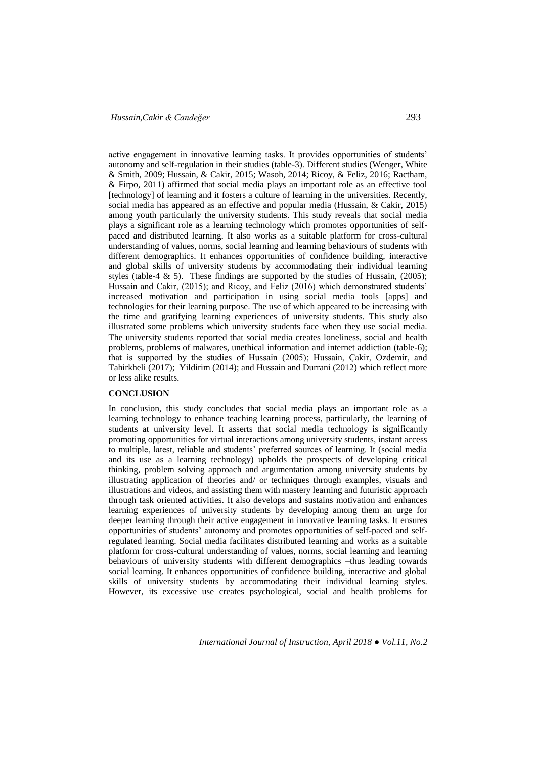active engagement in innovative learning tasks. It provides opportunities of students' autonomy and self-regulation in their studies (table-3). Different studies (Wenger, White & Smith, 2009; Hussain, & Cakir, 2015; Wasoh, 2014; Ricoy, & Feliz, 2016; Ractham, & Firpo, 2011) affirmed that social media plays an important role as an effective tool [technology] of learning and it fosters a culture of learning in the universities. Recently, social media has appeared as an effective and popular media (Hussain, & Cakir, 2015) among youth particularly the university students. This study reveals that social media plays a significant role as a learning technology which promotes opportunities of self-paced and distributed learning. It also works as a suitable platform for cross-cultural understanding of values, norms, social learning and learning behaviours of students with different demographics. It enhances opportunities of confidence building, interactive and global skills of university students by accommodating their individual learning styles (table-4 & 5). These findings are supported by the studies of Hussain, (2005); Hussain and Cakir, (2015); and Ricoy, and Feliz (2016) which demonstrated students' increased motivation and participation in using social media tools [apps] and technologies for their learning purpose. The use of which appeared to be increasing with the time and gratifying learning experiences of university students. This study also illustrated some problems which university students face when they use social media. The university students reported that social media creates loneliness, social and health problems, problems of malwares, unethical information and internet addiction (table-6); that is supported by the studies of Hussain (2005); Hussain, Çakir, Ozdemir, and Tahirkheli (2017); Yildirim (2014); and Hussain and Durrani (2012) which reflect more or less alike results.

## CONCLUSION

In conclusion, this study concludes that social media plays an important role as a learning technology to enhance teaching learning process, particularly, the learning of students at university level. It asserts that social media technology is significantly promoting opportunities for virtual interactions among university students, instant access to multiple, latest, reliable and students' preferred sources of learning. It (social media and its use as a learning technology) upholds the prospects of developing critical thinking, problem solving approach and argumentation among university students by illustrating application of theories and/ or techniques through examples, visuals and illustrations and videos, and assisting them with mastery learning and futuristic approach through task oriented activities. It also develops and sustains motivation and enhances learning experiences of university students by developing among them an urge for deeper learning through their active engagement in innovative learning tasks. It ensures opportunities of students' autonomy and promotes opportunities of self-paced and self-regulated learning. Social media facilitates distributed learning and works as a suitable platform for cross-cultural understanding of values, norms, social learning and learning behaviours of university students with different demographics –thus leading towards social learning. It enhances opportunities of confidence building, interactive and global skills of university students by accommodating their individual learning styles. However, its excessive use creates psychological, social and health problems for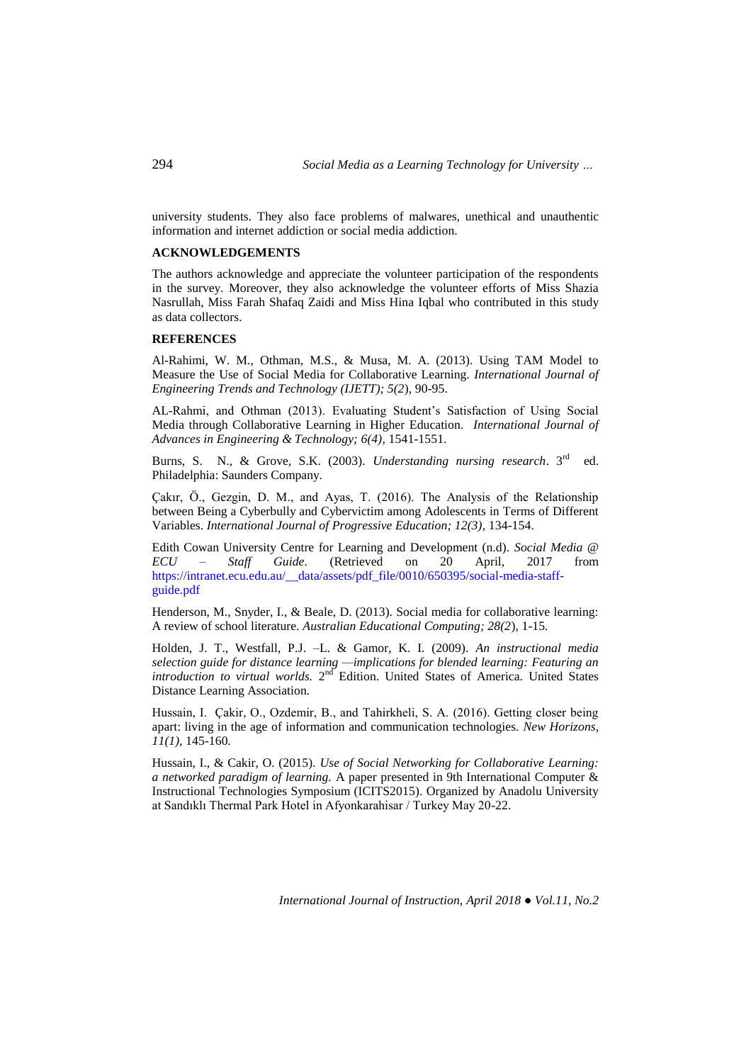university students. They also face problems of malwares, unethical and unauthentic information and internet addiction or social media addiction.

## ACKNOWLEDGEMENTS

The authors acknowledge and appreciate the volunteer participation of the respondents in the survey. Moreover, they also acknowledge the volunteer efforts of Miss Shazia Nasrullah, Miss Farah Shafaq Zaidi and Miss Hina Iqbal who contributed in this study as data collectors.

## REFERENCES

Al-Rahimi, W. M., Othman, M.S., & Musa, M. A. (2013). Using TAM Model to Measure the Use of Social Media for Collaborative Learning. *International Journal of Engineering Trends and Technology (IJETT); 5(2*), 90-95.

AL-Rahmi, and Othman (2013). Evaluating Student's Satisfaction of Using Social Media through Collaborative Learning in Higher Education. *International Journal of Advances in Engineering & Technology; 6(4),* 1541-1551.

Burns, S. N., & Grove, S.K. (2003). *Understanding nursing research*. 3rd ed. Philadelphia: Saunders Company.

Çakır, Ö., Gezgin, D. M., and Ayas, T. (2016). The Analysis of the Relationship between Being a Cyberbully and Cybervictim among Adolescents in Terms of Different Variables. *International Journal of Progressive Education; 12(3),* 134-154.

Edith Cowan University Centre for Learning and Development (n.d). *Social Media @ ECU – Staff Guide*. (Retrieved on 20 April, 2017 from https://intranet.ecu.edu.au/__data/assets/pdf_file/0010/650395/social-media-staff-guide.pdf

Henderson, M., Snyder, I., & Beale, D. (2013). Social media for collaborative learning: A review of school literature. *Australian Educational Computing; 28(2*), 1-15.

Holden, J. T., Westfall, P.J. –L. & Gamor, K. I. (2009). *An instructional media selection guide for distance learning —implications for blended learning: Featuring an introduction to virtual worlds.* 2nd Edition. United States of America. United States Distance Learning Association.

Hussain, I. Çakir, O., Ozdemir, B., and Tahirkheli, S. A. (2016). Getting closer being apart: living in the age of information and communication technologies. *New Horizons, 11(1),* 145-160.

Hussain, I., & Cakir, O. (2015). *Use of Social Networking for Collaborative Learning: a networked paradigm of learning.* A paper presented in 9th International Computer & Instructional Technologies Symposium (ICITS2015). Organized by Anadolu University at Sandıklı Thermal Park Hotel in Afyonkarahisar / Turkey May 20-22.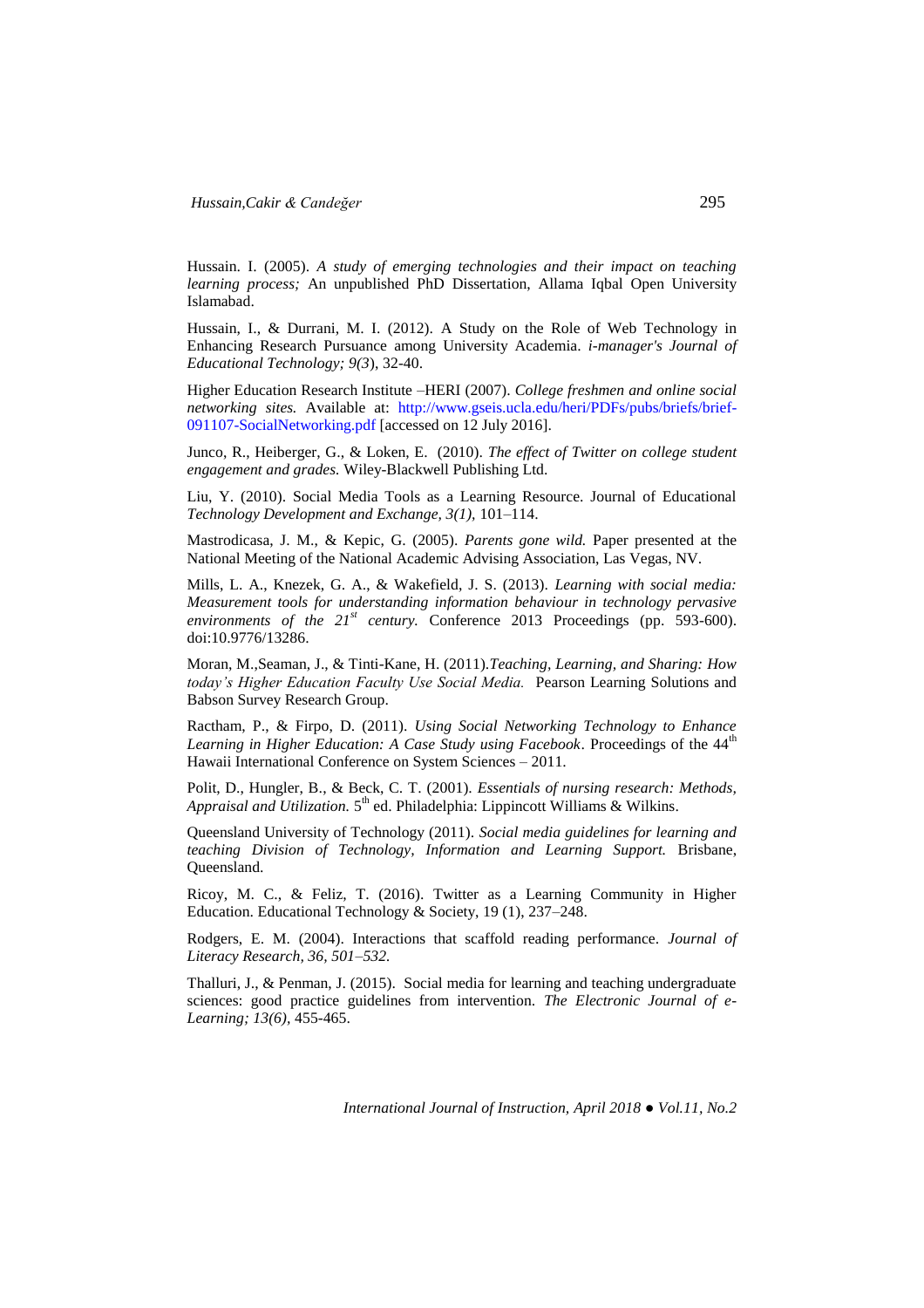Hussain. I. (2005). *A study of emerging technologies and their impact on teaching learning process;* An unpublished PhD Dissertation, Allama Iqbal Open University Islamabad.

Hussain, I., & Durrani, M. I. (2012). A Study on the Role of Web Technology in Enhancing Research Pursuance among University Academia. *i-manager's Journal of Educational Technology; 9(3*), 32-40.

Higher Education Research Institute –HERI (2007). *College freshmen and online social networking sites.* Available at: http://www.gseis.ucla.edu/heri/PDFs/pubs/briefs/brief-091107-SocialNetworking.pdf [accessed on 12 July 2016].

Junco, R., Heiberger, G., & Loken, E. (2010). *The effect of Twitter on college student engagement and grades.* Wiley-Blackwell Publishing Ltd.

Liu, Y. (2010). Social Media Tools as a Learning Resource. Journal of Educational *Technology Development and Exchange, 3(1),* 101–114.

Mastrodicasa, J. M., & Kepic, G. (2005). *Parents gone wild.* Paper presented at the National Meeting of the National Academic Advising Association, Las Vegas, NV.

Mills, L. A., Knezek, G. A., & Wakefield, J. S. (2013). *Learning with social media: Measurement tools for understanding information behaviour in technology pervasive environments of the 21st century.* Conference 2013 Proceedings (pp. 593-600). doi:10.9776/13286.

Moran, M.,Seaman, J., & Tinti-Kane, H. (2011).*Teaching, Learning, and Sharing: How today's Higher Education Faculty Use Social Media.* Pearson Learning Solutions and Babson Survey Research Group.

Ractham, P., & Firpo, D. (2011). *Using Social Networking Technology to Enhance Learning in Higher Education: A Case Study using Facebook*. Proceedings of the 44th Hawaii International Conference on System Sciences – 2011.

Polit, D., Hungler, B., & Beck, C. T. (2001). *Essentials of nursing research: Methods, Appraisal and Utilization.* 5th ed. Philadelphia: Lippincott Williams & Wilkins.

Queensland University of Technology (2011). *Social media guidelines for learning and teaching Division of Technology, Information and Learning Support.* Brisbane, Queensland.

Ricoy, M. C., & Feliz, T. (2016). Twitter as a Learning Community in Higher Education. Educational Technology & Society, 19 (1), 237–248.

Rodgers, E. M. (2004). Interactions that scaffold reading performance. *Journal of Literacy Research, 36, 501–532.*

Thalluri, J., & Penman, J. (2015). Social media for learning and teaching undergraduate sciences: good practice guidelines from intervention. *The Electronic Journal of e-Learning; 13(6),* 455-465.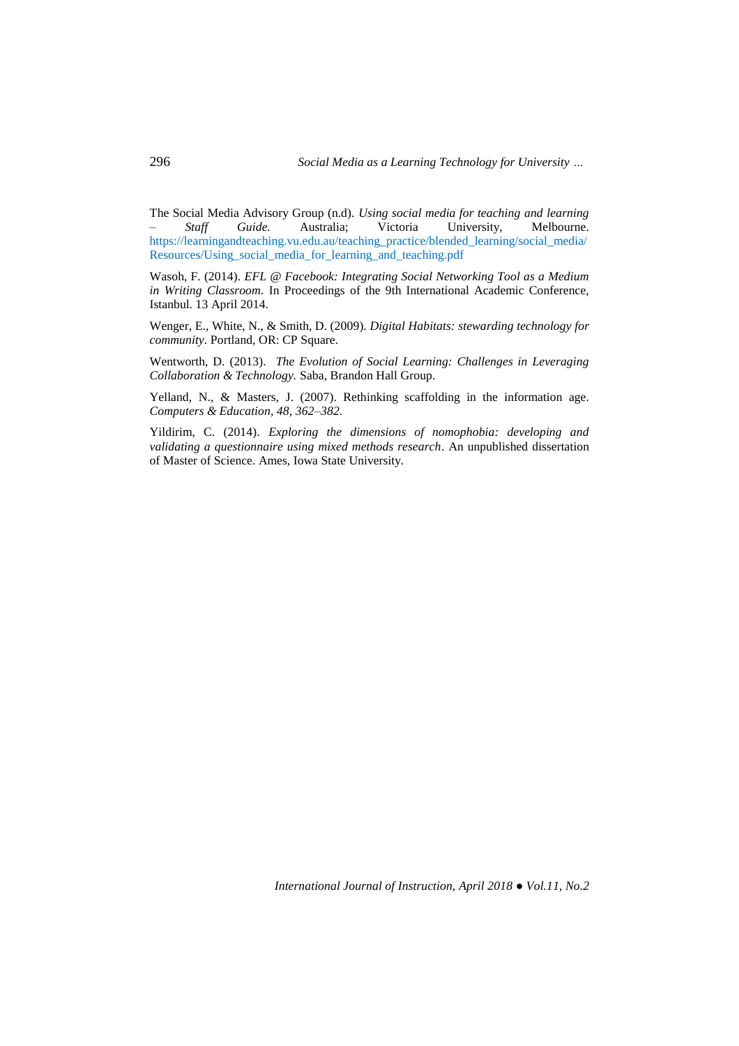The Social Media Advisory Group (n.d). *Using social media for teaching and learning – Staff Guide.* Australia; Victoria University, Melbourne. https://learningandteaching.vu.edu.au/teaching_practice/blended_learning/social_media/Resources/Using_social_media_for_learning_and_teaching.pdf

Wasoh, F. (2014). *EFL @ Facebook: Integrating Social Networking Tool as a Medium in Writing Classroom.* In Proceedings of the 9th International Academic Conference, Istanbul. 13 April 2014.

Wenger, E., White, N., & Smith, D. (2009). *Digital Habitats: stewarding technology for community*. Portland, OR: CP Square.

Wentworth, D. (2013). *The Evolution of Social Learning: Challenges in Leveraging Collaboration & Technology.* Saba, Brandon Hall Group.

Yelland, N., & Masters, J. (2007). Rethinking scaffolding in the information age. *Computers & Education, 48, 362–382.*

Yildirim, C. (2014). *Exploring the dimensions of nomophobia: developing and validating a questionnaire using mixed methods research*. An unpublished dissertation of Master of Science. Ames, Iowa State University.